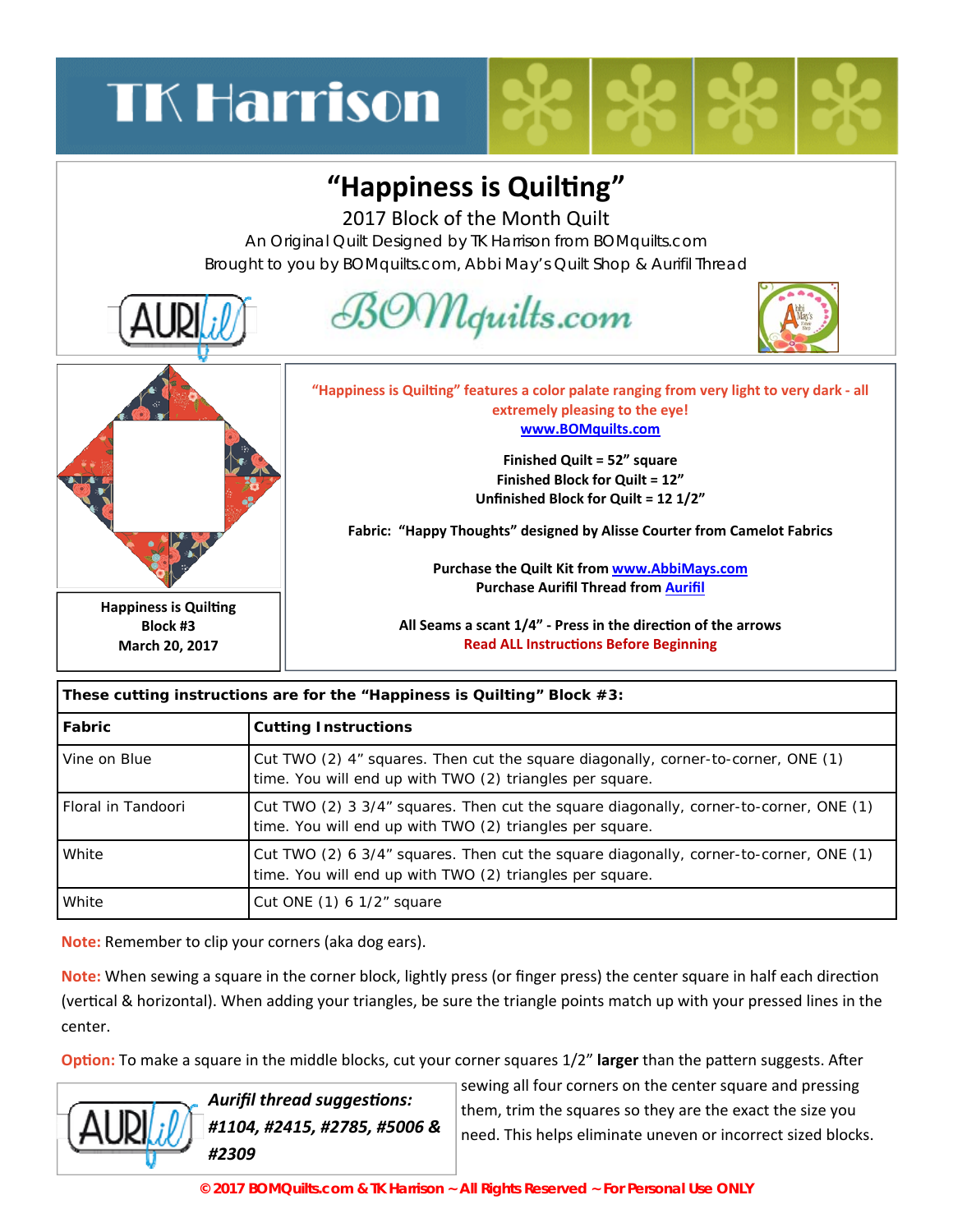TK Harrison

# "Happiness is Quilting"

2017 Block of the Month Quilt

An Original Quilt Designed by TK Harrison from BOMquilts.com

Brought to you by BOMquilts.com, Abbi May's Quilt Shop & Aurifil Thread

**Happiness is Quilting**
**Block #3**
**March 20, 2017**

**"Happiness is Quilting" features a color palate ranging from very light to very dark - all extremely pleasing to the eye!**
**www.BOMquilts.com**

**Finished Quilt = 52" square**
**Finished Block for Quilt = 12"**
**Unfinished Block for Quilt = 12 1/2"**

**Fabric: "Happy Thoughts" designed by Alisse Courter from Camelot Fabrics**

**Purchase the Quilt Kit from www.AbbiMays.com**
**Purchase Aurifil Thread from Aurifil**

**All Seams a scant 1/4" - Press in the direction of the arrows**
**Read ALL Instructions Before Beginning**

| These cutting instructions are for the "Happiness is Quilting" Block #3: | |
|---|---|
| **Fabric** | **Cutting Instructions** |
| Vine on Blue | Cut TWO (2) 4" squares. Then cut the square diagonally, corner-to-corner, ONE (1) time. You will end up with TWO (2) triangles per square. |
| Floral in Tandoori | Cut TWO (2) 3 3/4" squares. Then cut the square diagonally, corner-to-corner, ONE (1) time. You will end up with TWO (2) triangles per square. |
| White | Cut TWO (2) 6 3/4" squares. Then cut the square diagonally, corner-to-corner, ONE (1) time. You will end up with TWO (2) triangles per square. |
| White | Cut ONE (1) 6 1/2" square |

**Note:** Remember to clip your corners (aka dog ears).

**Note:** When sewing a square in the corner block, lightly press (or finger press) the center square in half each direction (vertical & horizontal). When adding your triangles, be sure the triangle points match up with your pressed lines in the center.

**Option:** To make a square in the middle blocks, cut your corner squares 1/2" **larger** than the pattern suggests. After sewing all four corners on the center square and pressing them, trim the squares so they are the exact the size you need. This helps eliminate uneven or incorrect sized blocks.

***Aurifil thread suggestions: #1104, #2415, #2785, #5006 & #2309***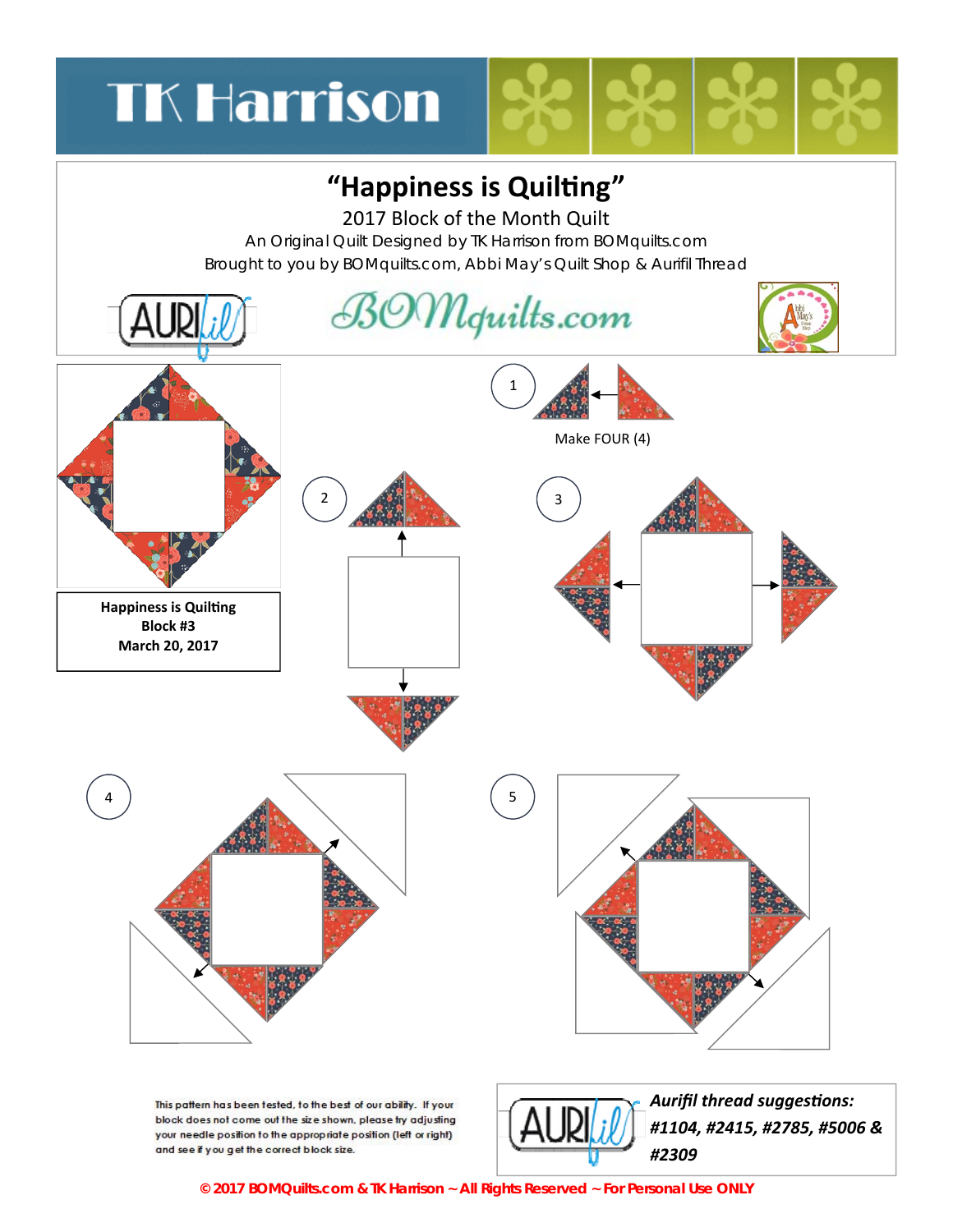# TK Harrison

## "Happiness is Quilting"

2017 Block of the Month Quilt

An Original Quilt Designed by TK Harrison from BOMquilts.com

Brought to you by BOMquilts.com, Abbi May's Quilt Shop & Aurifil Thread

**Happiness is Quilting**
**Block #3**
**March 20, 2017**

1

Make FOUR (4)

2

3

4

5

This pattern has been tested, to the best of our ability. If your block does not come out the size shown, please try adjusting your needle position to the appropriate position (left or right) and see if you get the correct block size.

***Aurifil thread suggestions: #1104, #2415, #2785, #5006 & #2309***

**© 2017 BOMQuilts.com & TK Harrison ~ All Rights Reserved ~ For Personal Use ONLY**